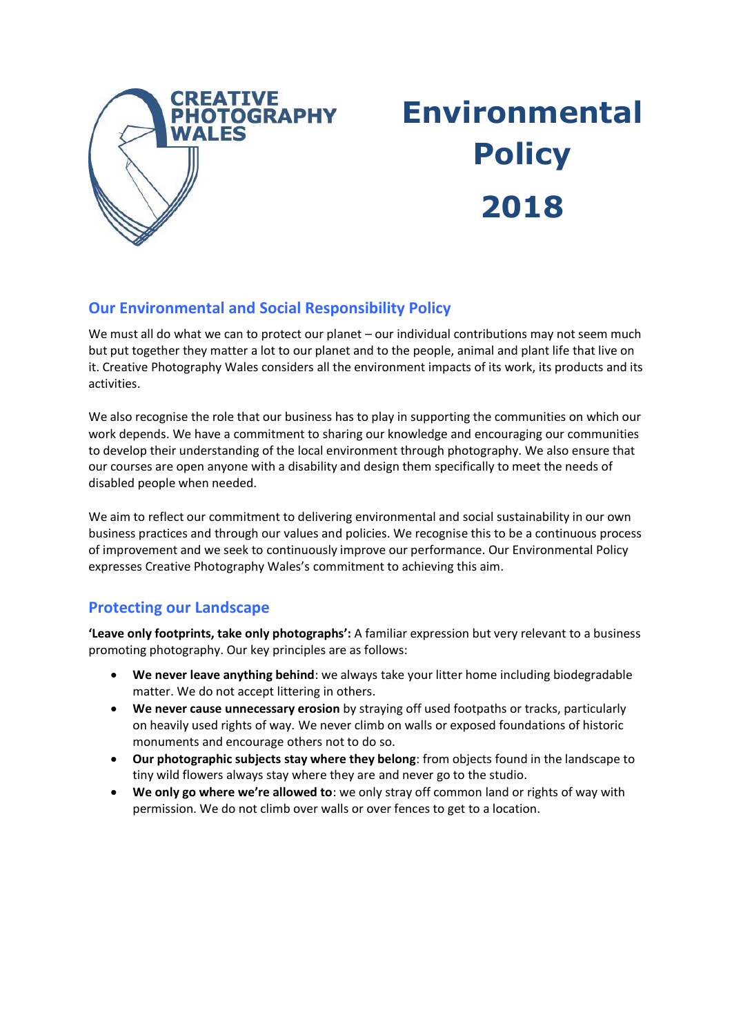CREATIVE PHOTOGRAPHY WALES

# Environmental Policy 2018

## Our Environmental and Social Responsibility Policy

We must all do what we can to protect our planet – our individual contributions may not seem much but put together they matter a lot to our planet and to the people, animal and plant life that live on it. Creative Photography Wales considers all the environment impacts of its work, its products and its activities.

We also recognise the role that our business has to play in supporting the communities on which our work depends. We have a commitment to sharing our knowledge and encouraging our communities to develop their understanding of the local environment through photography. We also ensure that our courses are open anyone with a disability and design them specifically to meet the needs of disabled people when needed.

We aim to reflect our commitment to delivering environmental and social sustainability in our own business practices and through our values and policies. We recognise this to be a continuous process of improvement and we seek to continuously improve our performance. Our Environmental Policy expresses Creative Photography Wales's commitment to achieving this aim.

## Protecting our Landscape

**'Leave only footprints, take only photographs':** A familiar expression but very relevant to a business promoting photography. Our key principles are as follows:

- **We never leave anything behind**: we always take your litter home including biodegradable matter. We do not accept littering in others.
- **We never cause unnecessary erosion** by straying off used footpaths or tracks, particularly on heavily used rights of way. We never climb on walls or exposed foundations of historic monuments and encourage others not to do so.
- **Our photographic subjects stay where they belong**: from objects found in the landscape to tiny wild flowers always stay where they are and never go to the studio.
- **We only go where we're allowed to**: we only stray off common land or rights of way with permission. We do not climb over walls or over fences to get to a location.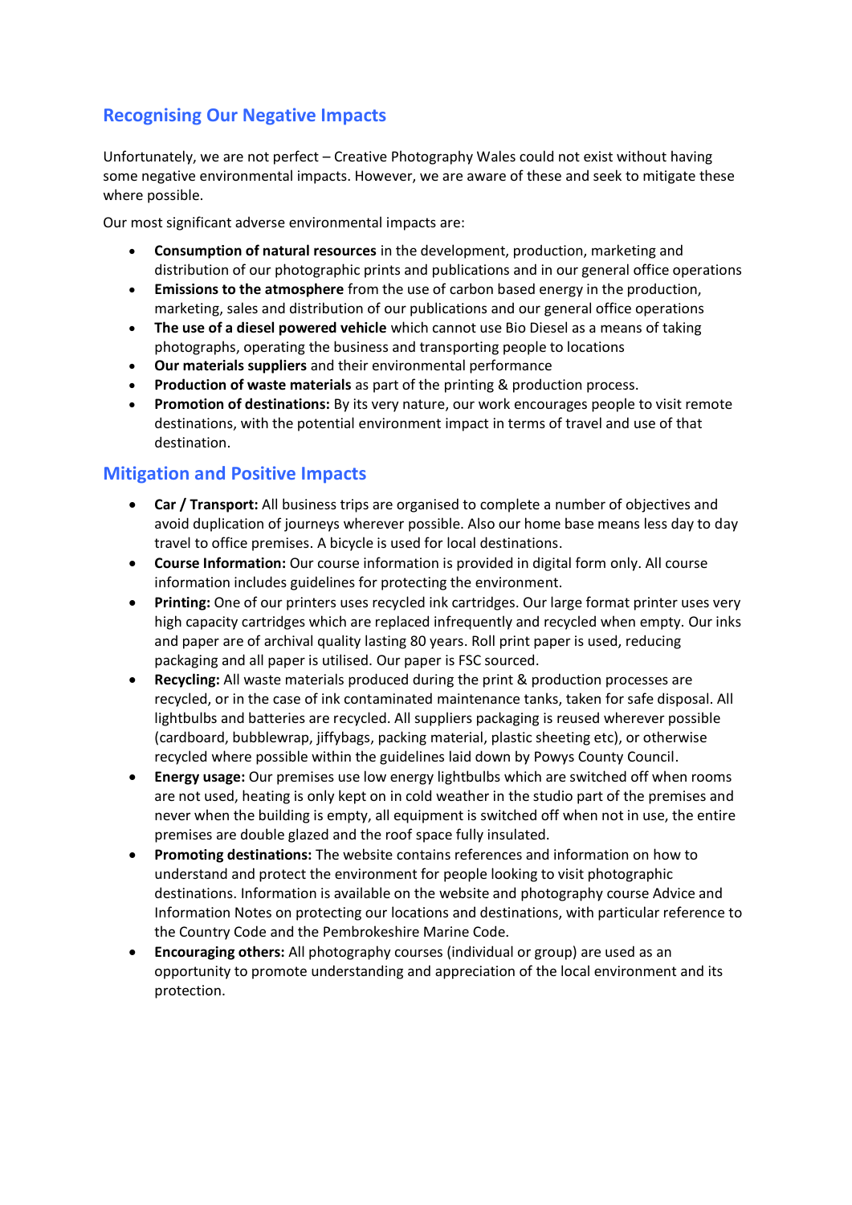## Recognising Our Negative Impacts

Unfortunately, we are not perfect – Creative Photography Wales could not exist without having some negative environmental impacts. However, we are aware of these and seek to mitigate these where possible.

Our most significant adverse environmental impacts are:

- **Consumption of natural resources** in the development, production, marketing and distribution of our photographic prints and publications and in our general office operations
- **Emissions to the atmosphere** from the use of carbon based energy in the production, marketing, sales and distribution of our publications and our general office operations
- **The use of a diesel powered vehicle** which cannot use Bio Diesel as a means of taking photographs, operating the business and transporting people to locations
- **Our materials suppliers** and their environmental performance
- **Production of waste materials** as part of the printing & production process.
- **Promotion of destinations:** By its very nature, our work encourages people to visit remote destinations, with the potential environment impact in terms of travel and use of that destination.

## Mitigation and Positive Impacts

- **Car / Transport:** All business trips are organised to complete a number of objectives and avoid duplication of journeys wherever possible. Also our home base means less day to day travel to office premises. A bicycle is used for local destinations.
- **Course Information:** Our course information is provided in digital form only. All course information includes guidelines for protecting the environment.
- **Printing:** One of our printers uses recycled ink cartridges. Our large format printer uses very high capacity cartridges which are replaced infrequently and recycled when empty. Our inks and paper are of archival quality lasting 80 years. Roll print paper is used, reducing packaging and all paper is utilised. Our paper is FSC sourced.
- **Recycling:** All waste materials produced during the print & production processes are recycled, or in the case of ink contaminated maintenance tanks, taken for safe disposal. All lightbulbs and batteries are recycled. All suppliers packaging is reused wherever possible (cardboard, bubblewrap, jiffybags, packing material, plastic sheeting etc), or otherwise recycled where possible within the guidelines laid down by Powys County Council.
- **Energy usage:** Our premises use low energy lightbulbs which are switched off when rooms are not used, heating is only kept on in cold weather in the studio part of the premises and never when the building is empty, all equipment is switched off when not in use, the entire premises are double glazed and the roof space fully insulated.
- **Promoting destinations:** The website contains references and information on how to understand and protect the environment for people looking to visit photographic destinations. Information is available on the website and photography course Advice and Information Notes on protecting our locations and destinations, with particular reference to the Country Code and the Pembrokeshire Marine Code.
- **Encouraging others:** All photography courses (individual or group) are used as an opportunity to promote understanding and appreciation of the local environment and its protection.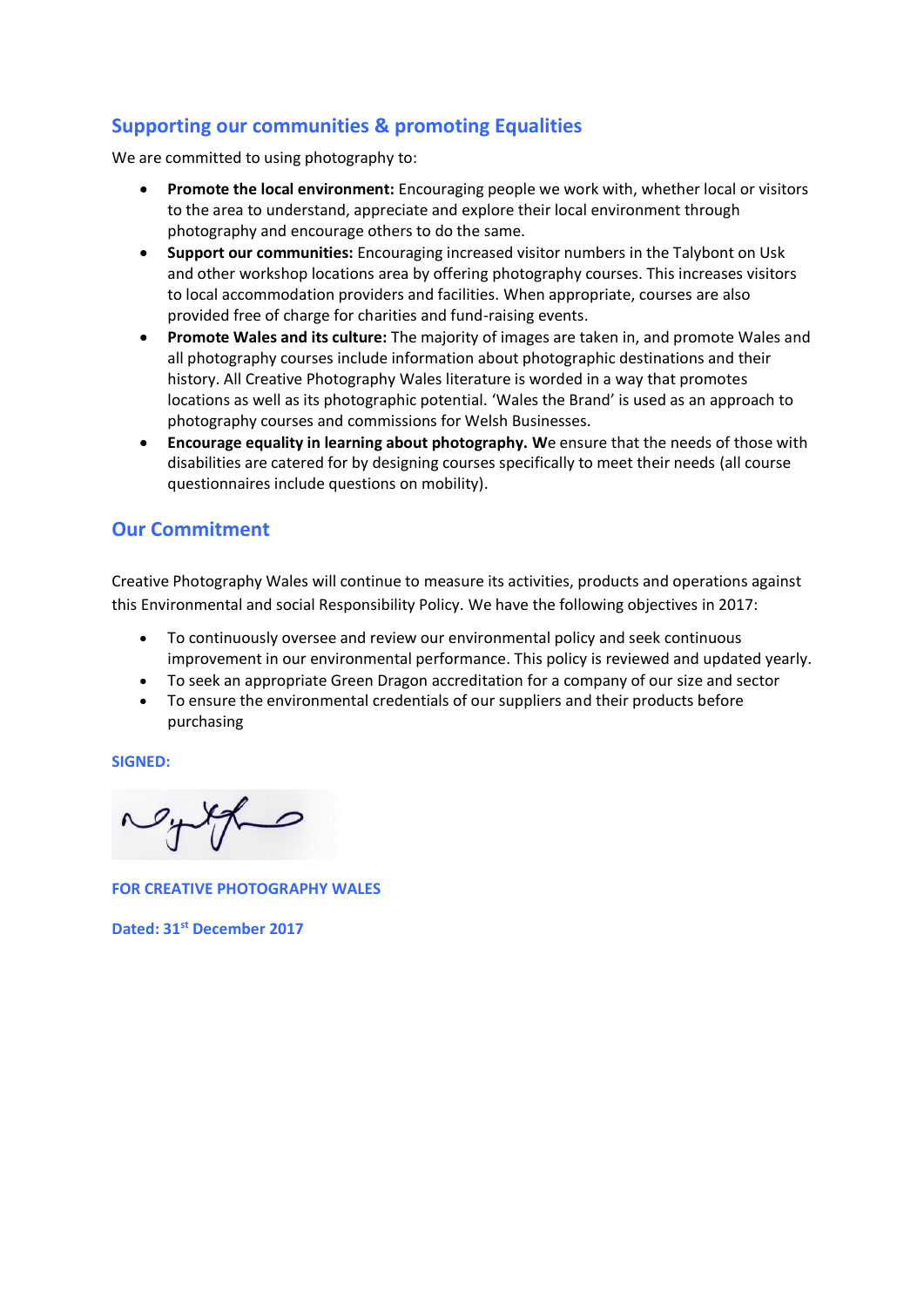## Supporting our communities & promoting Equalities

We are committed to using photography to:

- **Promote the local environment:** Encouraging people we work with, whether local or visitors to the area to understand, appreciate and explore their local environment through photography and encourage others to do the same.
- **Support our communities:** Encouraging increased visitor numbers in the Talybont on Usk and other workshop locations area by offering photography courses. This increases visitors to local accommodation providers and facilities. When appropriate, courses are also provided free of charge for charities and fund-raising events.
- **Promote Wales and its culture:** The majority of images are taken in, and promote Wales and all photography courses include information about photographic destinations and their history. All Creative Photography Wales literature is worded in a way that promotes locations as well as its photographic potential. 'Wales the Brand' is used as an approach to photography courses and commissions for Welsh Businesses.
- **Encourage equality in learning about photography. W**e ensure that the needs of those with disabilities are catered for by designing courses specifically to meet their needs (all course questionnaires include questions on mobility).

## Our Commitment

Creative Photography Wales will continue to measure its activities, products and operations against this Environmental and social Responsibility Policy. We have the following objectives in 2017:

- To continuously oversee and review our environmental policy and seek continuous improvement in our environmental performance. This policy is reviewed and updated yearly.
- To seek an appropriate Green Dragon accreditation for a company of our size and sector
- To ensure the environmental credentials of our suppliers and their products before purchasing

**SIGNED:**

**FOR CREATIVE PHOTOGRAPHY WALES**

**Dated: 31st December 2017**